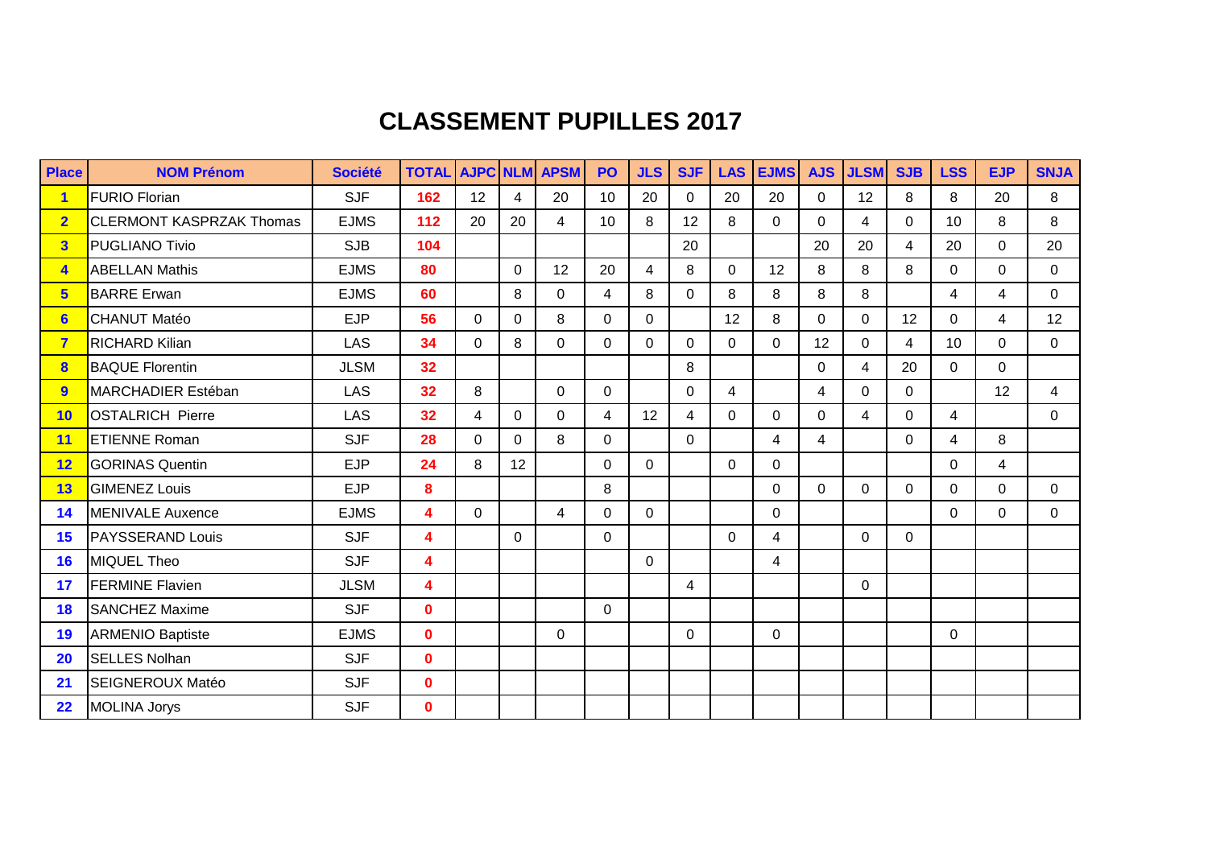# CLASSEMENT PUPILLES 2017

| Place | NOM Prénom | Société | TOTAL | AJPC | NLM | APSM | PO | JLS | SJF | LAS | EJMS | AJS | JLSM | SJB | LSS | EJP | SNJA |
|---|---|---|---|---|---|---|---|---|---|---|---|---|---|---|---|---|---|
| 1 | FURIO Florian | SJF | 162 | 12 | 4 | 20 | 10 | 20 | 0 | 20 | 20 | 0 | 12 | 8 | 8 | 20 | 8 |
| 2 | CLERMONT KASPRZAK Thomas | EJMS | 112 | 20 | 20 | 4 | 10 | 8 | 12 | 8 | 0 | 0 | 4 | 0 | 10 | 8 | 8 |
| 3 | PUGLIANO Tivio | SJB | 104 | | | | | | 20 | | | 20 | 20 | 4 | 20 | 0 | 20 |
| 4 | ABELLAN Mathis | EJMS | 80 | | 0 | 12 | 20 | 4 | 8 | 0 | 12 | 8 | 8 | 8 | 0 | 0 | 0 |
| 5 | BARRE Erwan | EJMS | 60 | | 8 | 0 | 4 | 8 | 0 | 8 | 8 | 8 | 8 | | 4 | 4 | 0 |
| 6 | CHANUT Matéo | EJP | 56 | 0 | 0 | 8 | 0 | 0 | | 12 | 8 | 0 | 0 | 12 | 0 | 4 | 12 |
| 7 | RICHARD Kilian | LAS | 34 | 0 | 8 | 0 | 0 | 0 | 0 | 0 | 0 | 12 | 0 | 4 | 10 | 0 | 0 |
| 8 | BAQUE Florentin | JLSM | 32 | | | | | | 8 | | | 0 | 4 | 20 | 0 | 0 | |
| 9 | MARCHADIER Estéban | LAS | 32 | 8 | | 0 | 0 | | 0 | 4 | | 4 | 0 | 0 | | 12 | 4 |
| 10 | OSTALRICH Pierre | LAS | 32 | 4 | 0 | 0 | 4 | 12 | 4 | 0 | 0 | 0 | 4 | 0 | 4 | | 0 |
| 11 | ETIENNE Roman | SJF | 28 | 0 | 0 | 8 | 0 | | 0 | | 4 | 4 | | 0 | 4 | 8 | |
| 12 | GORINAS Quentin | EJP | 24 | 8 | 12 | | 0 | 0 | | 0 | 0 | | | | 0 | 4 | |
| 13 | GIMENEZ Louis | EJP | 8 | | | | 8 | | | | 0 | 0 | 0 | 0 | 0 | 0 | 0 |
| 14 | MENIVALE Auxence | EJMS | 4 | 0 | | 4 | 0 | 0 | | | 0 | | | | 0 | 0 | 0 |
| 15 | PAYSSERAND Louis | SJF | 4 | | 0 | | 0 | | | 0 | 4 | | 0 | 0 | | | |
| 16 | MIQUEL Theo | SJF | 4 | | | | | 0 | | | 4 | | | | | | |
| 17 | FERMINE Flavien | JLSM | 4 | | | | | | 4 | | | | 0 | | | | |
| 18 | SANCHEZ Maxime | SJF | 0 | | | | 0 | | | | | | | | | | |
| 19 | ARMENIO Baptiste | EJMS | 0 | | | 0 | | | 0 | | 0 | | | | 0 | | |
| 20 | SELLES Nolhan | SJF | 0 | | | | | | | | | | | | | | |
| 21 | SEIGNEROUX Matéo | SJF | 0 | | | | | | | | | | | | | | |
| 22 | MOLINA Jorys | SJF | 0 | | | | | | | | | | | | | | |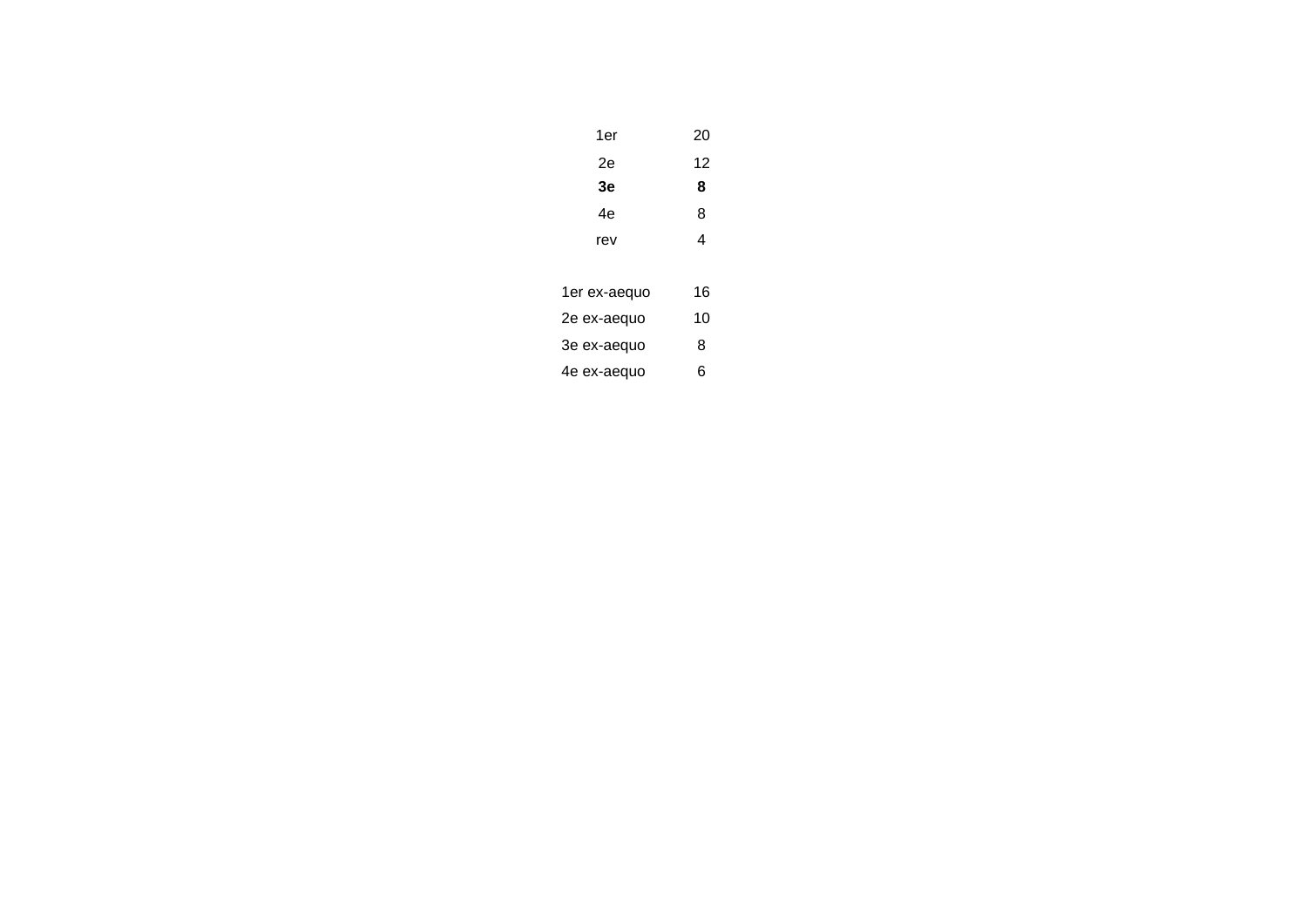| | |
|---|---|
| 1er | 20 |
| 2e | 12 |
| **3e** | **8** |
| 4e | 8 |
| rev | 4 |
| | |
| 1er ex-aequo | 16 |
| 2e ex-aequo | 10 |
| 3e ex-aequo | 8 |
| 4e ex-aequo | 6 |